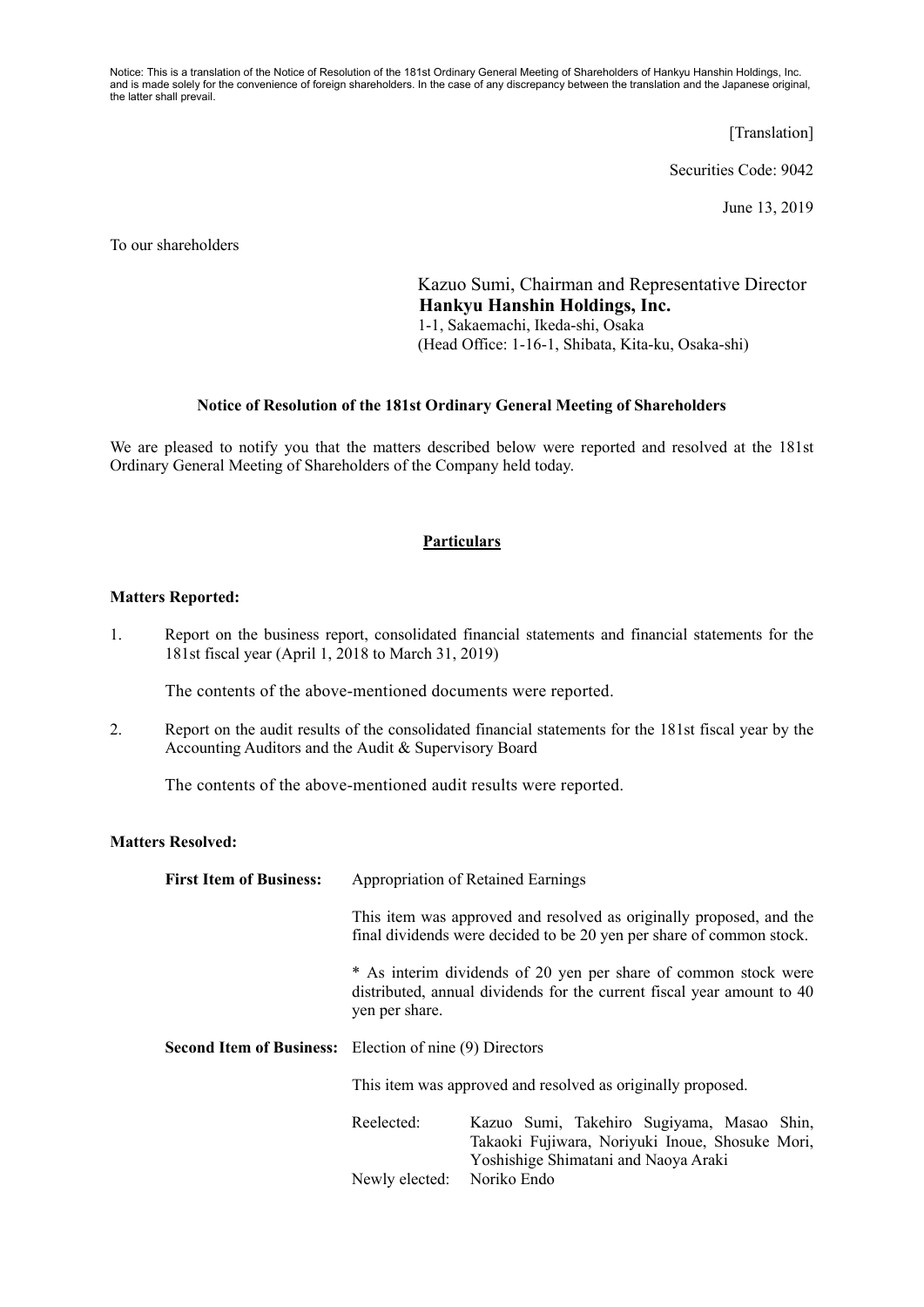Notice: This is a translation of the Notice of Resolution of the 181st Ordinary General Meeting of Shareholders of Hankyu Hanshin Holdings, Inc. and is made solely for the convenience of foreign shareholders. In the case of any discrepancy between the translation and the Japanese original, the latter shall prevail.

[Translation]

Securities Code: 9042

June 13, 2019

To our shareholders

Kazuo Sumi, Chairman and Representative Director
**Hankyu Hanshin Holdings, Inc.**
1-1, Sakaemachi, Ikeda-shi, Osaka
(Head Office: 1-16-1, Shibata, Kita-ku, Osaka-shi)

**Notice of Resolution of the 181st Ordinary General Meeting of Shareholders**

We are pleased to notify you that the matters described below were reported and resolved at the 181st Ordinary General Meeting of Shareholders of the Company held today.

**Particulars**

**Matters Reported:**

1. Report on the business report, consolidated financial statements and financial statements for the 181st fiscal year (April 1, 2018 to March 31, 2019)

   The contents of the above-mentioned documents were reported.

2. Report on the audit results of the consolidated financial statements for the 181st fiscal year by the Accounting Auditors and the Audit & Supervisory Board

   The contents of the above-mentioned audit results were reported.

**Matters Resolved:**

**First Item of Business:** Appropriation of Retained Earnings

This item was approved and resolved as originally proposed, and the final dividends were decided to be 20 yen per share of common stock.

* As interim dividends of 20 yen per share of common stock were distributed, annual dividends for the current fiscal year amount to 40 yen per share.

**Second Item of Business:** Election of nine (9) Directors

This item was approved and resolved as originally proposed.

Reelected: Kazuo Sumi, Takehiro Sugiyama, Masao Shin, Takaoki Fujiwara, Noriyuki Inoue, Shosuke Mori, Yoshishige Shimatani and Naoya Araki

Newly elected: Noriko Endo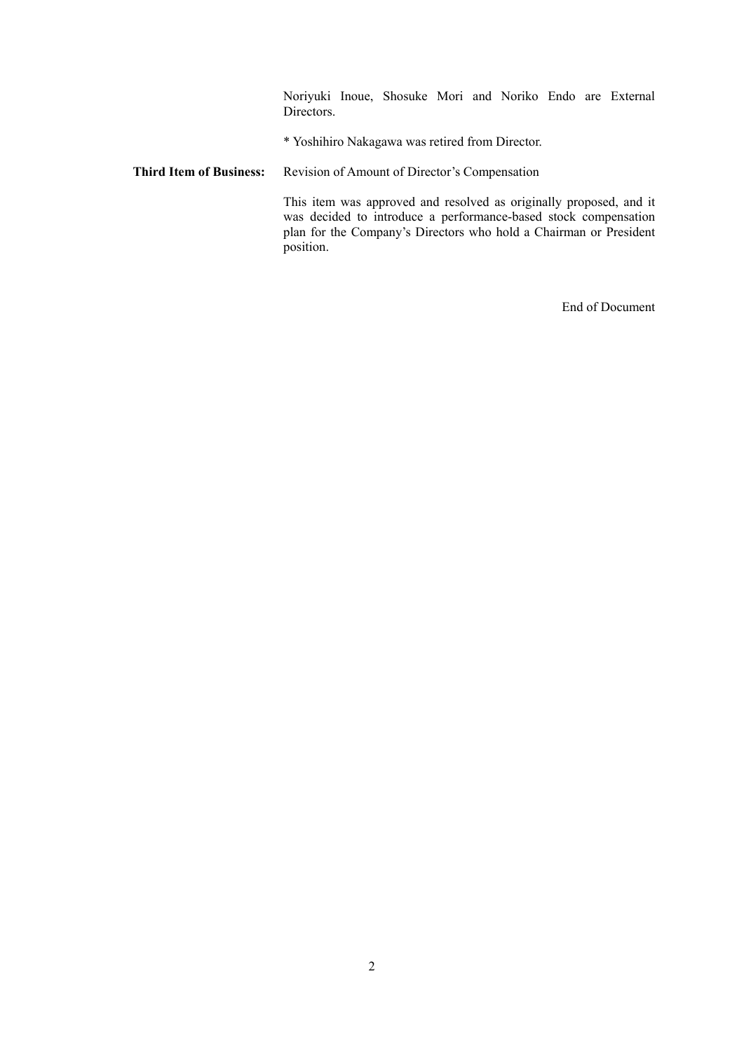Noriyuki Inoue, Shosuke Mori and Noriko Endo are External Directors.

* Yoshihiro Nakagawa was retired from Director.

**Third Item of Business:** Revision of Amount of Director's Compensation

This item was approved and resolved as originally proposed, and it was decided to introduce a performance-based stock compensation plan for the Company's Directors who hold a Chairman or President position.

End of Document